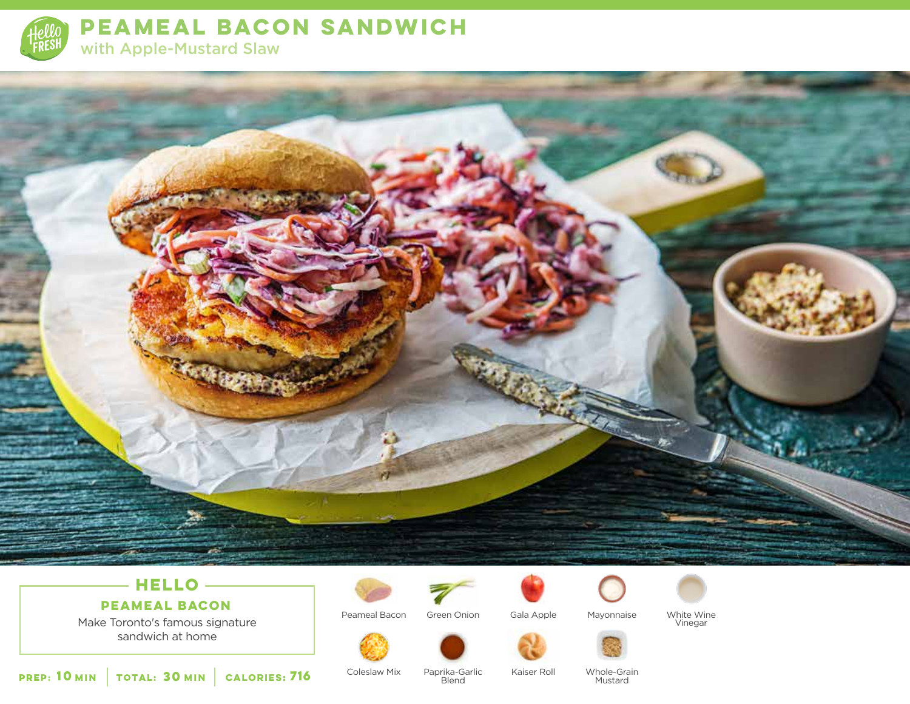# PEAMEAL BACON SANDWICH

## with Apple-Mustard Slaw

## HELLO

### PEAMEAL BACON

Make Toronto's famous signature sandwich at home

**PREP:** 10 MIN | **TOTAL:** 30 MIN | **CALORIES:** 716

- Peameal Bacon
- Green Onion
- Gala Apple
- Mayonnaise
- White Wine Vinegar
- Coleslaw Mix
- Paprika-Garlic Blend
- Kaiser Roll
- Whole-Grain Mustard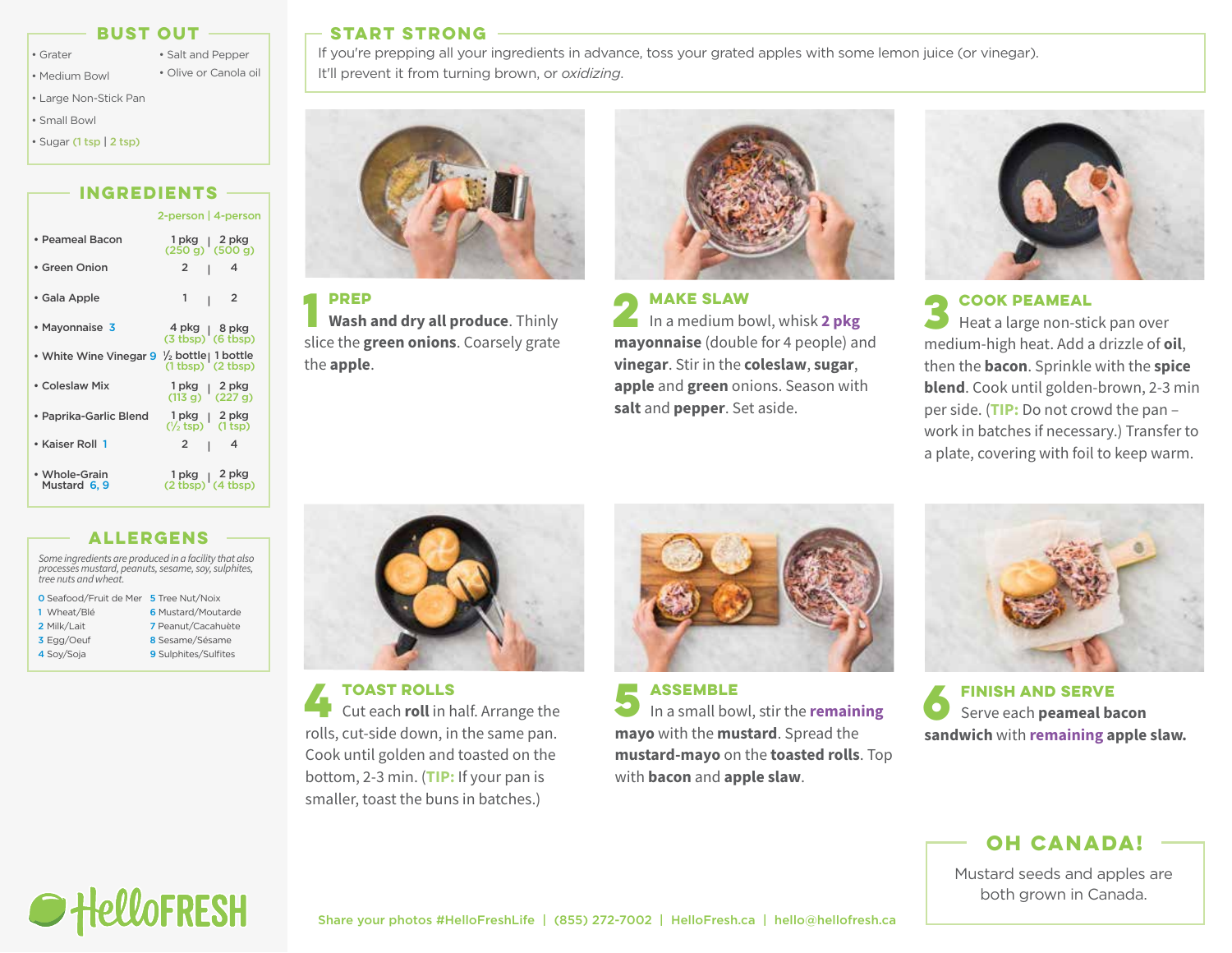## BUST OUT

- Grater
- Medium Bowl
- Large Non-Stick Pan
- Small Bowl
- Sugar (1 tsp | 2 tsp)
- Salt and Pepper
- Olive or Canola oil

## INGREDIENTS

| | 2-person | 4-person |
|---|---|---|
| Peameal Bacon | 1 pkg (250 g) | 2 pkg (500 g) |
| Green Onion | 2 | 4 |
| Gala Apple | 1 | 2 |
| Mayonnaise 3 | 4 pkg (3 tbsp) | 8 pkg (6 tbsp) |
| White Wine Vinegar 9 | ½ bottle (1 tbsp) | 1 bottle (2 tbsp) |
| Coleslaw Mix | 1 pkg (113 g) | 2 pkg (227 g) |
| Paprika-Garlic Blend | 1 pkg (½ tsp) | 2 pkg (1 tsp) |
| Kaiser Roll 1 | 2 | 4 |
| Whole-Grain Mustard 6, 9 | 1 pkg (2 tbsp) | 2 pkg (4 tbsp) |

## ALLERGENS

*Some ingredients are produced in a facility that also processes mustard, peanuts, sesame, soy, sulphites, tree nuts and wheat.*

- 0 Seafood/Fruit de Mer
- 1 Wheat/Blé
- 2 Milk/Lait
- 3 Egg/Oeuf
- 4 Soy/Soja
- 5 Tree Nut/Noix
- 6 Mustard/Moutarde
- 7 Peanut/Cacahuète
- 8 Sesame/Sésame
- 9 Sulphites/Sulfites

## START STRONG

If you're prepping all your ingredients in advance, toss your grated apples with some lemon juice (or vinegar). It'll prevent it from turning brown, or *oxidizing*.

### 1 PREP

**Wash and dry all produce**. Thinly slice the **green onions**. Coarsely grate the **apple**.

### 2 MAKE SLAW

In a medium bowl, whisk **2 pkg mayonnaise** (double for 4 people) and **vinegar**. Stir in the **coleslaw**, **sugar**, **apple** and **green** onions. Season with **salt** and **pepper**. Set aside.

### 3 COOK PEAMEAL

Heat a large non-stick pan over medium-high heat. Add a drizzle of **oil**, then the **bacon**. Sprinkle with the **spice blend**. Cook until golden-brown, 2-3 min per side. (**TIP:** Do not crowd the pan – work in batches if necessary.) Transfer to a plate, covering with foil to keep warm.

### 4 TOAST ROLLS

Cut each **roll** in half. Arrange the rolls, cut-side down, in the same pan. Cook until golden and toasted on the bottom, 2-3 min. (**TIP:** If your pan is smaller, toast the buns in batches.)

### 5 ASSEMBLE

In a small bowl, stir the **remaining mayo** with the **mustard**. Spread the **mustard-mayo** on the **toasted rolls**. Top with **bacon** and **apple slaw**.

### 6 FINISH AND SERVE

Serve each **peameal bacon sandwich** with **remaining apple slaw.**

## OH CANADA!

Mustard seeds and apples are both grown in Canada.

HelloFRESH

Share your photos #HelloFreshLife | (855) 272-7002 | HelloFresh.ca | hello@hellofresh.ca